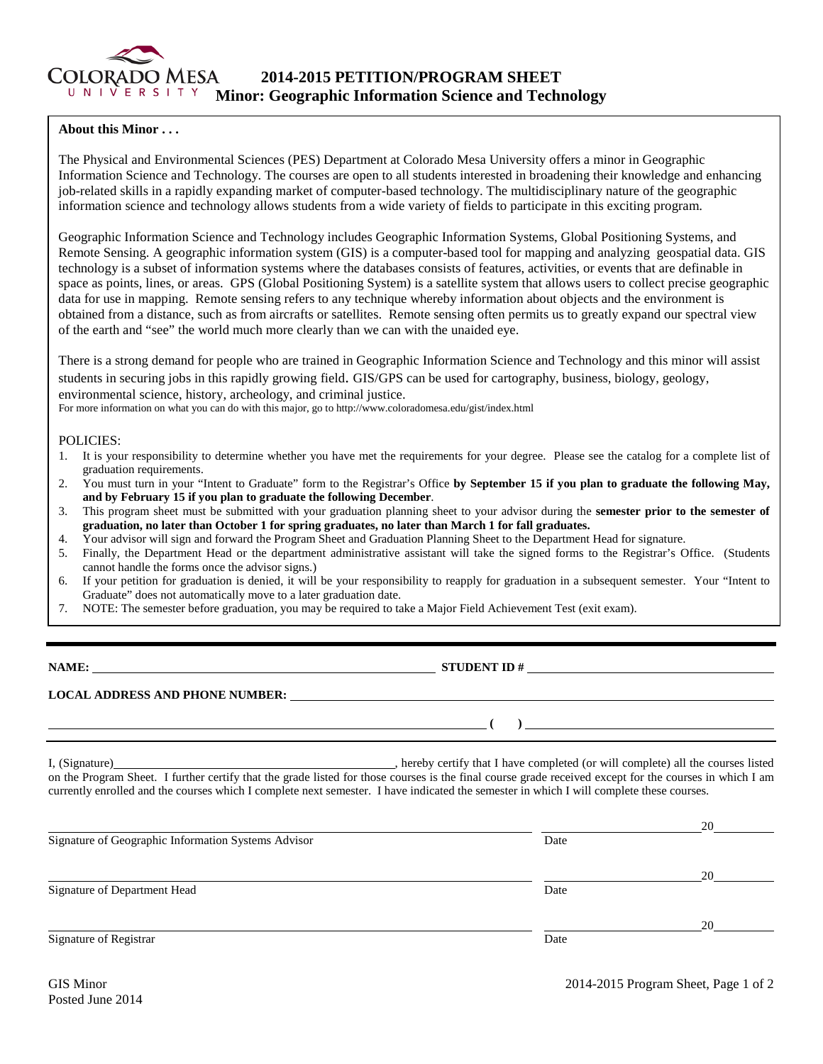# 2014-2015 PETITION/PROGRAM SHEET
## Minor: Geographic Information Science and Technology

**About this Minor . . .**

The Physical and Environmental Sciences (PES) Department at Colorado Mesa University offers a minor in Geographic Information Science and Technology. The courses are open to all students interested in broadening their knowledge and enhancing job-related skills in a rapidly expanding market of computer-based technology. The multidisciplinary nature of the geographic information science and technology allows students from a wide variety of fields to participate in this exciting program.

Geographic Information Science and Technology includes Geographic Information Systems, Global Positioning Systems, and Remote Sensing. A geographic information system (GIS) is a computer-based tool for mapping and analyzing geospatial data. GIS technology is a subset of information systems where the databases consists of features, activities, or events that are definable in space as points, lines, or areas. GPS (Global Positioning System) is a satellite system that allows users to collect precise geographic data for use in mapping. Remote sensing refers to any technique whereby information about objects and the environment is obtained from a distance, such as from aircrafts or satellites. Remote sensing often permits us to greatly expand our spectral view of the earth and "see" the world much more clearly than we can with the unaided eye.

There is a strong demand for people who are trained in Geographic Information Science and Technology and this minor will assist students in securing jobs in this rapidly growing field. GIS/GPS can be used for cartography, business, biology, geology, environmental science, history, archeology, and criminal justice.

For more information on what you can do with this major, go to http://www.coloradomesa.edu/gist/index.html

POLICIES:

1. It is your responsibility to determine whether you have met the requirements for your degree. Please see the catalog for a complete list of graduation requirements.
2. You must turn in your "Intent to Graduate" form to the Registrar's Office **by September 15 if you plan to graduate the following May, and by February 15 if you plan to graduate the following December**.
3. This program sheet must be submitted with your graduation planning sheet to your advisor during the **semester prior to the semester of graduation, no later than October 1 for spring graduates, no later than March 1 for fall graduates.**
4. Your advisor will sign and forward the Program Sheet and Graduation Planning Sheet to the Department Head for signature.
5. Finally, the Department Head or the department administrative assistant will take the signed forms to the Registrar's Office. (Students cannot handle the forms once the advisor signs.)
6. If your petition for graduation is denied, it will be your responsibility to reapply for graduation in a subsequent semester. Your "Intent to Graduate" does not automatically move to a later graduation date.
7. NOTE: The semester before graduation, you may be required to take a Major Field Achievement Test (exit exam).

---

**NAME:** ______________________________ **STUDENT ID #** ______________________________

**LOCAL ADDRESS AND PHONE NUMBER:** ______________________________

______________________________ **( )** ______________________________

I, (Signature)______________________________, hereby certify that I have completed (or will complete) all the courses listed on the Program Sheet. I further certify that the grade listed for those courses is the final course grade received except for the courses in which I am currently enrolled and the courses which I complete next semester. I have indicated the semester in which I will complete these courses.

______________________________ ______________ 20______
Signature of Geographic Information Systems Advisor — Date

______________________________ ______________ 20______
Signature of Department Head — Date

______________________________ ______________ 20______
Signature of Registrar — Date

GIS Minor
Posted June 2014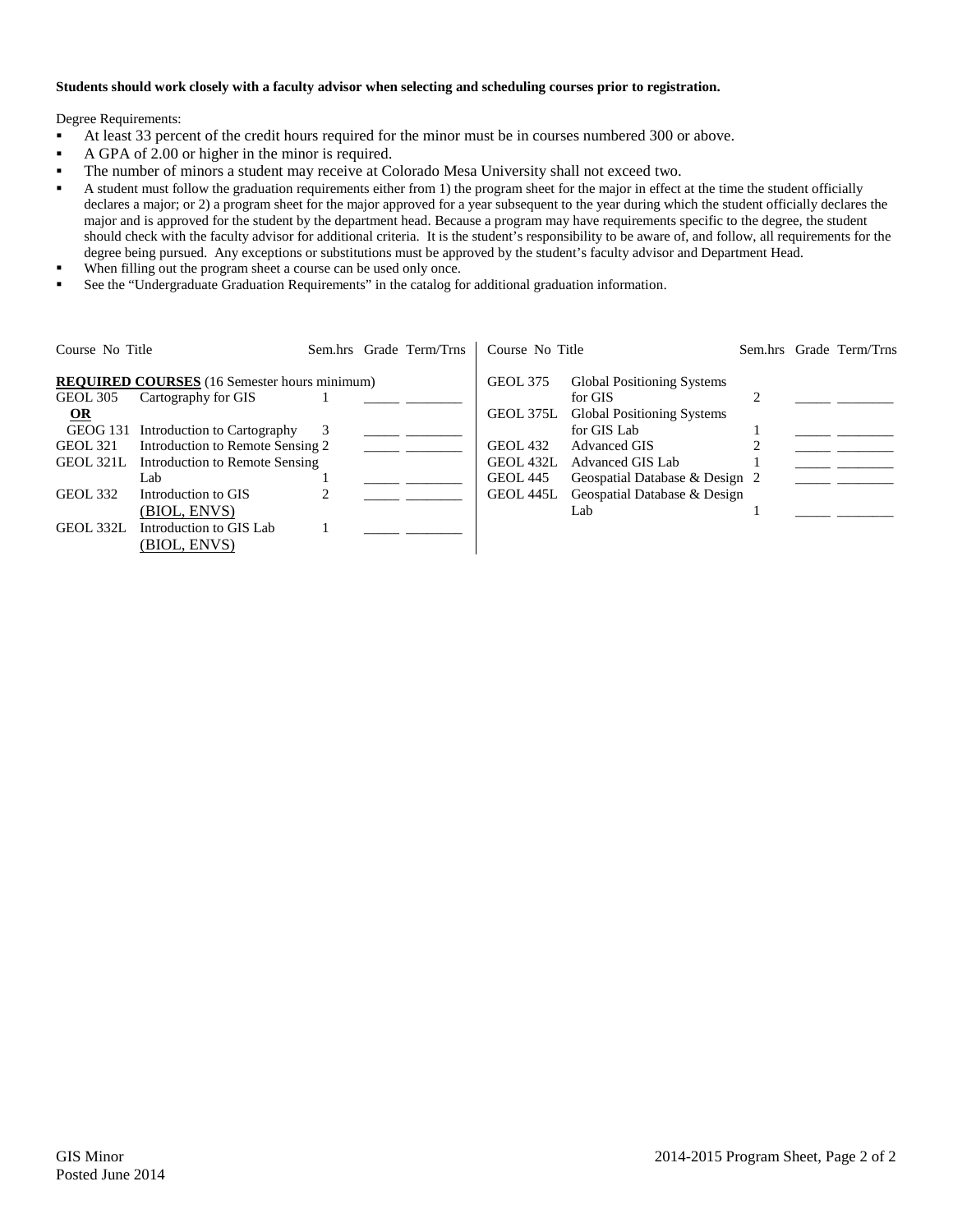**Students should work closely with a faculty advisor when selecting and scheduling courses prior to registration.**

Degree Requirements:

- At least 33 percent of the credit hours required for the minor must be in courses numbered 300 or above.
- A GPA of 2.00 or higher in the minor is required.
- The number of minors a student may receive at Colorado Mesa University shall not exceed two.
- A student must follow the graduation requirements either from 1) the program sheet for the major in effect at the time the student officially declares a major; or 2) a program sheet for the major approved for a year subsequent to the year during which the student officially declares the major and is approved for the student by the department head. Because a program may have requirements specific to the degree, the student should check with the faculty advisor for additional criteria. It is the student's responsibility to be aware of, and follow, all requirements for the degree being pursued. Any exceptions or substitutions must be approved by the student's faculty advisor and Department Head.
- When filling out the program sheet a course can be used only once.
- See the "Undergraduate Graduation Requirements" in the catalog for additional graduation information.

| Course No | Title | Sem.hrs | Grade | Term/Trns |
|---|---|---|---|---|
| **REQUIRED COURSES** (16 Semester hours minimum) | | | | |
| GEOL 305 | Cartography for GIS | 1 | _____ | ________ |
| **OR** | | | | |
| GEOG 131 | Introduction to Cartography | 3 | _____ | ________ |
| GEOL 321 | Introduction to Remote Sensing | 2 | _____ | ________ |
| GEOL 321L | Introduction to Remote Sensing Lab | 1 | _____ | ________ |
| GEOL 332 | Introduction to GIS (BIOL, ENVS) | 2 | _____ | ________ |
| GEOL 332L | Introduction to GIS Lab (BIOL, ENVS) | 1 | _____ | ________ |
| GEOL 375 | Global Positioning Systems for GIS | 2 | _____ | ________ |
| GEOL 375L | Global Positioning Systems for GIS Lab | 1 | _____ | ________ |
| GEOL 432 | Advanced GIS | 2 | _____ | ________ |
| GEOL 432L | Advanced GIS Lab | 1 | _____ | ________ |
| GEOL 445 | Geospatial Database & Design | 2 | _____ | ________ |
| GEOL 445L | Geospatial Database & Design Lab | 1 | _____ | ________ |

GIS Minor
Posted June 2014